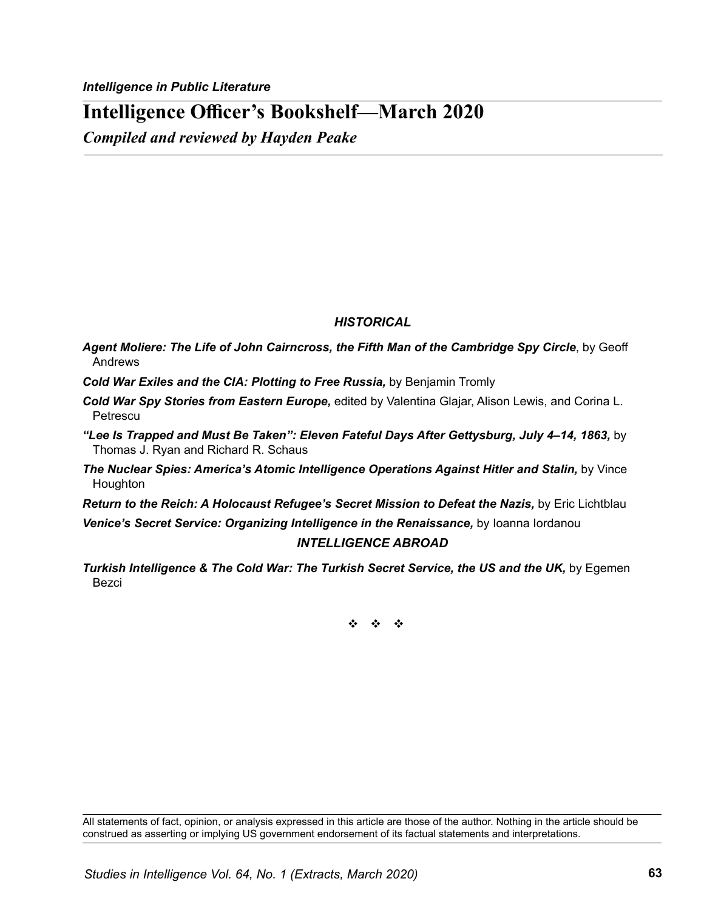*Intelligence in Public Literature*

# Intelligence Officer's Bookshelf—March 2020

## *Compiled and reviewed by Hayden Peake*

### *HISTORICAL*

***Agent Moliere: The Life of John Cairncross, the Fifth Man of the Cambridge Spy Circle***, by Geoff Andrews

***Cold War Exiles and the CIA: Plotting to Free Russia,*** by Benjamin Tromly

***Cold War Spy Stories from Eastern Europe,*** edited by Valentina Glajar, Alison Lewis, and Corina L. Petrescu

***"Lee Is Trapped and Must Be Taken": Eleven Fateful Days After Gettysburg, July 4–14, 1863,*** by Thomas J. Ryan and Richard R. Schaus

***The Nuclear Spies: America's Atomic Intelligence Operations Against Hitler and Stalin,*** by Vince Houghton

***Return to the Reich: A Holocaust Refugee's Secret Mission to Defeat the Nazis,*** by Eric Lichtblau

***Venice's Secret Service: Organizing Intelligence in the Renaissance,*** by Ioanna Iordanou

### *INTELLIGENCE ABROAD*

***Turkish Intelligence & The Cold War: The Turkish Secret Service, the US and the UK,*** by Egemen Bezci

❖ ❖ ❖

All statements of fact, opinion, or analysis expressed in this article are those of the author. Nothing in the article should be construed as asserting or implying US government endorsement of its factual statements and interpretations.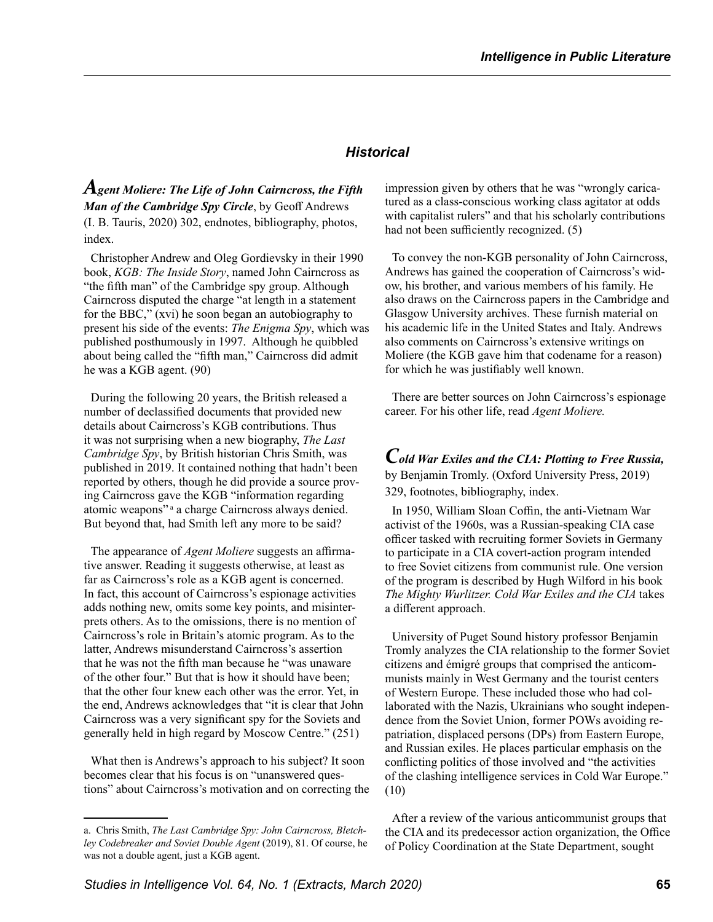## Historical

***Agent Moliere: The Life of John Cairncross, the Fifth Man of the Cambridge Spy Circle***, by Geoff Andrews (I. B. Tauris, 2020) 302, endnotes, bibliography, photos, index.

Christopher Andrew and Oleg Gordievsky in their 1990 book, *KGB: The Inside Story*, named John Cairncross as "the fifth man" of the Cambridge spy group. Although Cairncross disputed the charge "at length in a statement for the BBC," (xvi) he soon began an autobiography to present his side of the events: *The Enigma Spy*, which was published posthumously in 1997. Although he quibbled about being called the "fifth man," Cairncross did admit he was a KGB agent. (90)

During the following 20 years, the British released a number of declassified documents that provided new details about Cairncross's KGB contributions. Thus it was not surprising when a new biography, *The Last Cambridge Spy*, by British historian Chris Smith, was published in 2019. It contained nothing that hadn't been reported by others, though he did provide a source proving Cairncross gave the KGB "information regarding atomic weapons"[a] a charge Cairncross always denied. But beyond that, had Smith left any more to be said?

The appearance of *Agent Moliere* suggests an affirmative answer. Reading it suggests otherwise, at least as far as Cairncross's role as a KGB agent is concerned. In fact, this account of Cairncross's espionage activities adds nothing new, omits some key points, and misinterprets others. As to the omissions, there is no mention of Cairncross's role in Britain's atomic program. As to the latter, Andrews misunderstand Cairncross's assertion that he was not the fifth man because he "was unaware of the other four." But that is how it should have been; that the other four knew each other was the error. Yet, in the end, Andrews acknowledges that "it is clear that John Cairncross was a very significant spy for the Soviets and generally held in high regard by Moscow Centre." (251)

What then is Andrews's approach to his subject? It soon becomes clear that his focus is on "unanswered questions" about Cairncross's motivation and on correcting the impression given by others that he was "wrongly caricatured as a class-conscious working class agitator at odds with capitalist rulers" and that his scholarly contributions had not been sufficiently recognized. (5)

To convey the non-KGB personality of John Cairncross, Andrews has gained the cooperation of Cairncross's widow, his brother, and various members of his family. He also draws on the Cairncross papers in the Cambridge and Glasgow University archives. These furnish material on his academic life in the United States and Italy. Andrews also comments on Cairncross's extensive writings on Moliere (the KGB gave him that codename for a reason) for which he was justifiably well known.

There are better sources on John Cairncross's espionage career. For his other life, read *Agent Moliere.*

***Cold War Exiles and the CIA: Plotting to Free Russia,*** by Benjamin Tromly. (Oxford University Press, 2019) 329, footnotes, bibliography, index.

In 1950, William Sloan Coffin, the anti-Vietnam War activist of the 1960s, was a Russian-speaking CIA case officer tasked with recruiting former Soviets in Germany to participate in a CIA covert-action program intended to free Soviet citizens from communist rule. One version of the program is described by Hugh Wilford in his book *The Mighty Wurlitzer. Cold War Exiles and the CIA* takes a different approach.

University of Puget Sound history professor Benjamin Tromly analyzes the CIA relationship to the former Soviet citizens and émigré groups that comprised the anticommunists mainly in West Germany and the tourist centers of Western Europe. These included those who had collaborated with the Nazis, Ukrainians who sought independence from the Soviet Union, former POWs avoiding repatriation, displaced persons (DPs) from Eastern Europe, and Russian exiles. He places particular emphasis on the conflicting politics of those involved and "the activities of the clashing intelligence services in Cold War Europe." (10)

After a review of the various anticommunist groups that the CIA and its predecessor action organization, the Office of Policy Coordination at the State Department, sought

---

a. Chris Smith, *The Last Cambridge Spy: John Cairncross, Bletchley Codebreaker and Soviet Double Agent* (2019), 81. Of course, he was not a double agent, just a KGB agent.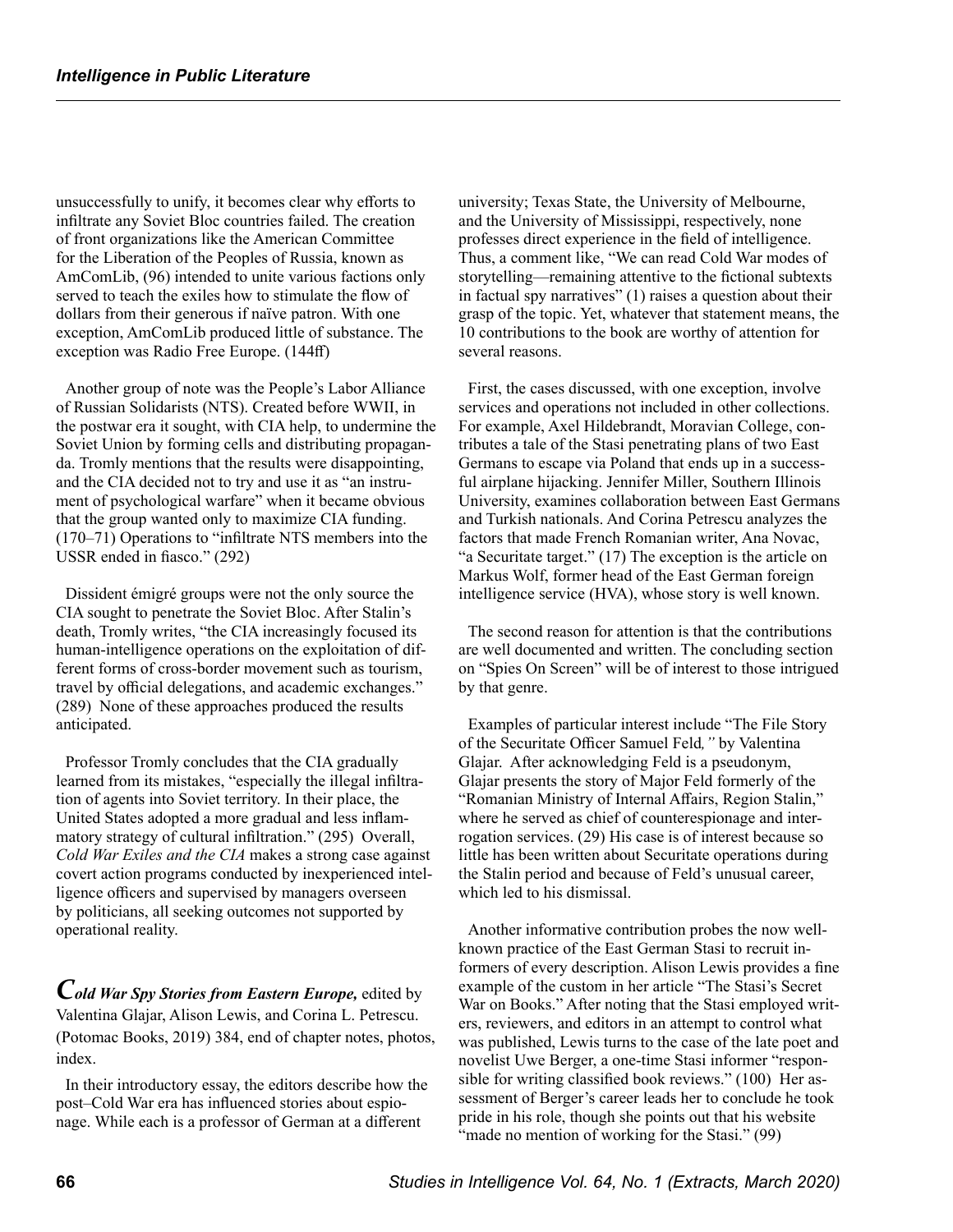unsuccessfully to unify, it becomes clear why efforts to infiltrate any Soviet Bloc countries failed. The creation of front organizations like the American Committee for the Liberation of the Peoples of Russia, known as AmComLib, (96) intended to unite various factions only served to teach the exiles how to stimulate the flow of dollars from their generous if naïve patron. With one exception, AmComLib produced little of substance. The exception was Radio Free Europe. (144ff)

Another group of note was the People's Labor Alliance of Russian Solidarists (NTS). Created before WWII, in the postwar era it sought, with CIA help, to undermine the Soviet Union by forming cells and distributing propaganda. Tromly mentions that the results were disappointing, and the CIA decided not to try and use it as "an instrument of psychological warfare" when it became obvious that the group wanted only to maximize CIA funding. (170–71) Operations to "infiltrate NTS members into the USSR ended in fiasco." (292)

Dissident émigré groups were not the only source the CIA sought to penetrate the Soviet Bloc. After Stalin's death, Tromly writes, "the CIA increasingly focused its human-intelligence operations on the exploitation of different forms of cross-border movement such as tourism, travel by official delegations, and academic exchanges." (289) None of these approaches produced the results anticipated.

Professor Tromly concludes that the CIA gradually learned from its mistakes, "especially the illegal infiltration of agents into Soviet territory. In their place, the United States adopted a more gradual and less inflammatory strategy of cultural infiltration." (295) Overall, *Cold War Exiles and the CIA* makes a strong case against covert action programs conducted by inexperienced intelligence officers and supervised by managers overseen by politicians, all seeking outcomes not supported by operational reality.

***Cold War Spy Stories from Eastern Europe,*** edited by Valentina Glajar, Alison Lewis, and Corina L. Petrescu. (Potomac Books, 2019) 384, end of chapter notes, photos, index.

In their introductory essay, the editors describe how the post–Cold War era has influenced stories about espionage. While each is a professor of German at a different university; Texas State, the University of Melbourne, and the University of Mississippi, respectively, none professes direct experience in the field of intelligence. Thus, a comment like, "We can read Cold War modes of storytelling—remaining attentive to the fictional subtexts in factual spy narratives" (1) raises a question about their grasp of the topic. Yet, whatever that statement means, the 10 contributions to the book are worthy of attention for several reasons.

First, the cases discussed, with one exception, involve services and operations not included in other collections. For example, Axel Hildebrandt, Moravian College, contributes a tale of the Stasi penetrating plans of two East Germans to escape via Poland that ends up in a successful airplane hijacking. Jennifer Miller, Southern Illinois University, examines collaboration between East Germans and Turkish nationals. And Corina Petrescu analyzes the factors that made French Romanian writer, Ana Novac, "a Securitate target." (17) The exception is the article on Markus Wolf, former head of the East German foreign intelligence service (HVA), whose story is well known.

The second reason for attention is that the contributions are well documented and written. The concluding section on "Spies On Screen" will be of interest to those intrigued by that genre.

Examples of particular interest include "The File Story of the Securitate Officer Samuel Feld*,"* by Valentina Glajar. After acknowledging Feld is a pseudonym, Glajar presents the story of Major Feld formerly of the "Romanian Ministry of Internal Affairs, Region Stalin," where he served as chief of counterespionage and interrogation services. (29) His case is of interest because so little has been written about Securitate operations during the Stalin period and because of Feld's unusual career, which led to his dismissal.

Another informative contribution probes the now well-known practice of the East German Stasi to recruit informers of every description. Alison Lewis provides a fine example of the custom in her article "The Stasi's Secret War on Books." After noting that the Stasi employed writers, reviewers, and editors in an attempt to control what was published, Lewis turns to the case of the late poet and novelist Uwe Berger, a one-time Stasi informer "responsible for writing classified book reviews." (100) Her assessment of Berger's career leads her to conclude he took pride in his role, though she points out that his website "made no mention of working for the Stasi." (99)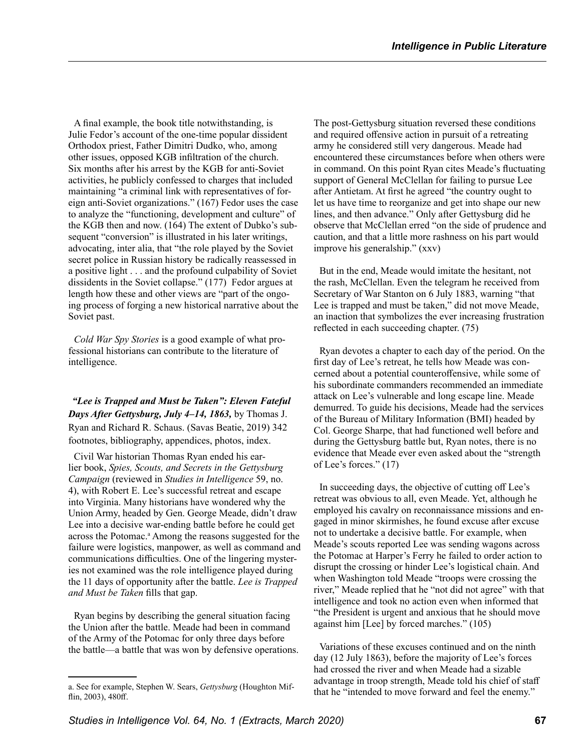A final example, the book title notwithstanding, is Julie Fedor's account of the one-time popular dissident Orthodox priest, Father Dimitri Dudko, who, among other issues, opposed KGB infiltration of the church. Six months after his arrest by the KGB for anti-Soviet activities, he publicly confessed to charges that included maintaining "a criminal link with representatives of foreign anti-Soviet organizations." (167) Fedor uses the case to analyze the "functioning, development and culture" of the KGB then and now. (164) The extent of Dubko's subsequent "conversion" is illustrated in his later writings, advocating, inter alia, that "the role played by the Soviet secret police in Russian history be radically reassessed in a positive light . . . and the profound culpability of Soviet dissidents in the Soviet collapse." (177) Fedor argues at length how these and other views are "part of the ongoing process of forging a new historical narrative about the Soviet past.

*Cold War Spy Stories* is a good example of what professional historians can contribute to the literature of intelligence.

***"Lee is Trapped and Must be Taken": Eleven Fateful Days After Gettysburg, July 4–14, 1863,*** by Thomas J. Ryan and Richard R. Schaus. (Savas Beatie, 2019) 342 footnotes, bibliography, appendices, photos, index.

Civil War historian Thomas Ryan ended his earlier book, *Spies, Scouts, and Secrets in the Gettysburg Campaign* (reviewed in *Studies in Intelligence* 59, no. 4), with Robert E. Lee's successful retreat and escape into Virginia. Many historians have wondered why the Union Army, headed by Gen. George Meade, didn't draw Lee into a decisive war-ending battle before he could get across the Potomac.[a] Among the reasons suggested for the failure were logistics, manpower, as well as command and communications difficulties. One of the lingering mysteries not examined was the role intelligence played during the 11 days of opportunity after the battle. *Lee is Trapped and Must be Taken* fills that gap.

Ryan begins by describing the general situation facing the Union after the battle. Meade had been in command of the Army of the Potomac for only three days before the battle—a battle that was won by defensive operations. The post-Gettysburg situation reversed these conditions and required offensive action in pursuit of a retreating army he considered still very dangerous. Meade had encountered these circumstances before when others were in command. On this point Ryan cites Meade's fluctuating support of General McClellan for failing to pursue Lee after Antietam. At first he agreed "the country ought to let us have time to reorganize and get into shape our new lines, and then advance." Only after Gettysburg did he observe that McClellan erred "on the side of prudence and caution, and that a little more rashness on his part would improve his generalship." (xxv)

But in the end, Meade would imitate the hesitant, not the rash, McClellan. Even the telegram he received from Secretary of War Stanton on 6 July 1883, warning "that Lee is trapped and must be taken," did not move Meade, an inaction that symbolizes the ever increasing frustration reflected in each succeeding chapter. (75)

Ryan devotes a chapter to each day of the period. On the first day of Lee's retreat, he tells how Meade was concerned about a potential counteroffensive, while some of his subordinate commanders recommended an immediate attack on Lee's vulnerable and long escape line. Meade demurred. To guide his decisions, Meade had the services of the Bureau of Military Information (BMI) headed by Col. George Sharpe, that had functioned well before and during the Gettysburg battle but, Ryan notes, there is no evidence that Meade ever even asked about the "strength of Lee's forces." (17)

In succeeding days, the objective of cutting off Lee's retreat was obvious to all, even Meade. Yet, although he employed his cavalry on reconnaissance missions and engaged in minor skirmishes, he found excuse after excuse not to undertake a decisive battle. For example, when Meade's scouts reported Lee was sending wagons across the Potomac at Harper's Ferry he failed to order action to disrupt the crossing or hinder Lee's logistical chain. And when Washington told Meade "troops were crossing the river," Meade replied that he "not did not agree" with that intelligence and took no action even when informed that "the President is urgent and anxious that he should move against him [Lee] by forced marches." (105)

Variations of these excuses continued and on the ninth day (12 July 1863), before the majority of Lee's forces had crossed the river and when Meade had a sizable advantage in troop strength, Meade told his chief of staff that he "intended to move forward and feel the enemy."

---

a. See for example, Stephen W. Sears, *Gettysburg* (Houghton Mifflin, 2003), 480ff.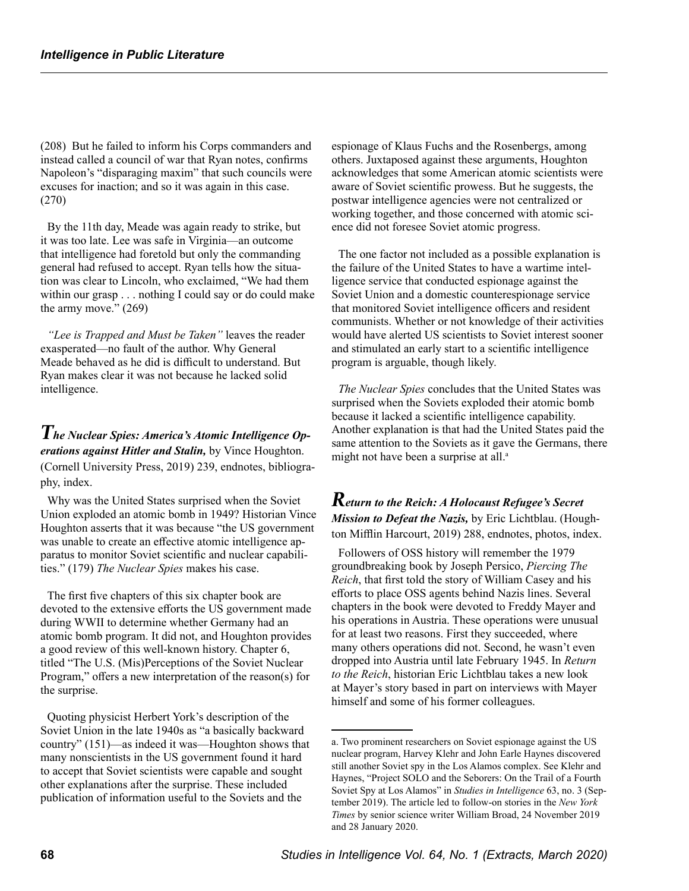(208) But he failed to inform his Corps commanders and instead called a council of war that Ryan notes, confirms Napoleon's "disparaging maxim" that such councils were excuses for inaction; and so it was again in this case. (270)

By the 11th day, Meade was again ready to strike, but it was too late. Lee was safe in Virginia—an outcome that intelligence had foretold but only the commanding general had refused to accept. Ryan tells how the situation was clear to Lincoln, who exclaimed, "We had them within our grasp . . . nothing I could say or do could make the army move." (269)

*"Lee is Trapped and Must be Taken"* leaves the reader exasperated—no fault of the author. Why General Meade behaved as he did is difficult to understand. But Ryan makes clear it was not because he lacked solid intelligence.

## *The Nuclear Spies: America's Atomic Intelligence Operations against Hitler and Stalin,* by Vince Houghton. (Cornell University Press, 2019) 239, endnotes, bibliography, index.

Why was the United States surprised when the Soviet Union exploded an atomic bomb in 1949? Historian Vince Houghton asserts that it was because "the US government was unable to create an effective atomic intelligence apparatus to monitor Soviet scientific and nuclear capabilities." (179) *The Nuclear Spies* makes his case.

The first five chapters of this six chapter book are devoted to the extensive efforts the US government made during WWII to determine whether Germany had an atomic bomb program. It did not, and Houghton provides a good review of this well-known history. Chapter 6, titled "The U.S. (Mis)Perceptions of the Soviet Nuclear Program," offers a new interpretation of the reason(s) for the surprise.

Quoting physicist Herbert York's description of the Soviet Union in the late 1940s as "a basically backward country" (151)—as indeed it was—Houghton shows that many nonscientists in the US government found it hard to accept that Soviet scientists were capable and sought other explanations after the surprise. These included publication of information useful to the Soviets and the espionage of Klaus Fuchs and the Rosenbergs, among others. Juxtaposed against these arguments, Houghton acknowledges that some American atomic scientists were aware of Soviet scientific prowess. But he suggests, the postwar intelligence agencies were not centralized or working together, and those concerned with atomic science did not foresee Soviet atomic progress.

The one factor not included as a possible explanation is the failure of the United States to have a wartime intelligence service that conducted espionage against the Soviet Union and a domestic counterespionage service that monitored Soviet intelligence officers and resident communists. Whether or not knowledge of their activities would have alerted US scientists to Soviet interest sooner and stimulated an early start to a scientific intelligence program is arguable, though likely.

*The Nuclear Spies* concludes that the United States was surprised when the Soviets exploded their atomic bomb because it lacked a scientific intelligence capability. Another explanation is that had the United States paid the same attention to the Soviets as it gave the Germans, there might not have been a surprise at all.[a]

## *Return to the Reich: A Holocaust Refugee's Secret Mission to Defeat the Nazis,* by Eric Lichtblau. (Houghton Mifflin Harcourt, 2019) 288, endnotes, photos, index.

Followers of OSS history will remember the 1979 groundbreaking book by Joseph Persico, *Piercing The Reich*, that first told the story of William Casey and his efforts to place OSS agents behind Nazis lines. Several chapters in the book were devoted to Freddy Mayer and his operations in Austria. These operations were unusual for at least two reasons. First they succeeded, where many others operations did not. Second, he wasn't even dropped into Austria until late February 1945. In *Return to the Reich*, historian Eric Lichtblau takes a new look at Mayer's story based in part on interviews with Mayer himself and some of his former colleagues.

---

a. Two prominent researchers on Soviet espionage against the US nuclear program, Harvey Klehr and John Earle Haynes discovered still another Soviet spy in the Los Alamos complex. See Klehr and Haynes, "Project SOLO and the Seborers: On the Trail of a Fourth Soviet Spy at Los Alamos" in *Studies in Intelligence* 63, no. 3 (September 2019). The article led to follow-on stories in the *New York Times* by senior science writer William Broad, 24 November 2019 and 28 January 2020.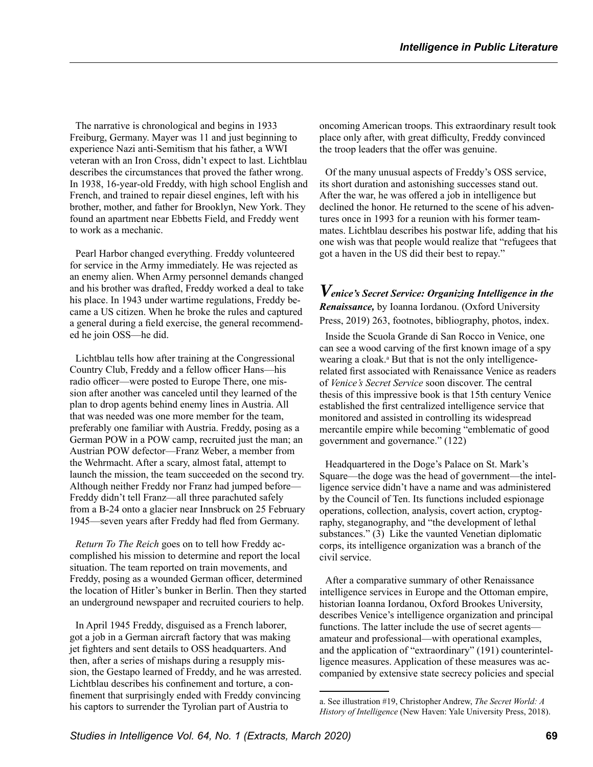The narrative is chronological and begins in 1933 Freiburg, Germany. Mayer was 11 and just beginning to experience Nazi anti-Semitism that his father, a WWI veteran with an Iron Cross, didn't expect to last. Lichtblau describes the circumstances that proved the father wrong. In 1938, 16-year-old Freddy, with high school English and French, and trained to repair diesel engines, left with his brother, mother, and father for Brooklyn, New York. They found an apartment near Ebbetts Field, and Freddy went to work as a mechanic.

Pearl Harbor changed everything. Freddy volunteered for service in the Army immediately. He was rejected as an enemy alien. When Army personnel demands changed and his brother was drafted, Freddy worked a deal to take his place. In 1943 under wartime regulations, Freddy became a US citizen. When he broke the rules and captured a general during a field exercise, the general recommended he join OSS—he did.

Lichtblau tells how after training at the Congressional Country Club, Freddy and a fellow officer Hans—his radio officer—were posted to Europe There, one mission after another was canceled until they learned of the plan to drop agents behind enemy lines in Austria. All that was needed was one more member for the team, preferably one familiar with Austria. Freddy, posing as a German POW in a POW camp, recruited just the man; an Austrian POW defector—Franz Weber, a member from the Wehrmacht. After a scary, almost fatal, attempt to launch the mission, the team succeeded on the second try. Although neither Freddy nor Franz had jumped before—Freddy didn't tell Franz—all three parachuted safely from a B-24 onto a glacier near Innsbruck on 25 February 1945—seven years after Freddy had fled from Germany.

*Return To The Reich* goes on to tell how Freddy accomplished his mission to determine and report the local situation. The team reported on train movements, and Freddy, posing as a wounded German officer, determined the location of Hitler's bunker in Berlin. Then they started an underground newspaper and recruited couriers to help.

In April 1945 Freddy, disguised as a French laborer, got a job in a German aircraft factory that was making jet fighters and sent details to OSS headquarters. And then, after a series of mishaps during a resupply mission, the Gestapo learned of Freddy, and he was arrested. Lichtblau describes his confinement and torture, a confinement that surprisingly ended with Freddy convincing his captors to surrender the Tyrolian part of Austria to oncoming American troops. This extraordinary result took place only after, with great difficulty, Freddy convinced the troop leaders that the offer was genuine.

Of the many unusual aspects of Freddy's OSS service, its short duration and astonishing successes stand out. After the war, he was offered a job in intelligence but declined the honor. He returned to the scene of his adventures once in 1993 for a reunion with his former teammates. Lichtblau describes his postwar life, adding that his one wish was that people would realize that "refugees that got a haven in the US did their best to repay."

### ***Venice's Secret Service: Organizing Intelligence in the Renaissance,*** by Ioanna Iordanou. (Oxford University Press, 2019) 263, footnotes, bibliography, photos, index.

Inside the Scuola Grande di San Rocco in Venice, one can see a wood carving of the first known image of a spy wearing a cloak.[a] But that is not the only intelligence-related first associated with Renaissance Venice as readers of *Venice's Secret Service* soon discover. The central thesis of this impressive book is that 15th century Venice established the first centralized intelligence service that monitored and assisted in controlling its widespread mercantile empire while becoming "emblematic of good government and governance." (122)

Headquartered in the Doge's Palace on St. Mark's Square—the doge was the head of government—the intelligence service didn't have a name and was administered by the Council of Ten. Its functions included espionage operations, collection, analysis, covert action, cryptography, steganography, and "the development of lethal substances." (3) Like the vaunted Venetian diplomatic corps, its intelligence organization was a branch of the civil service.

After a comparative summary of other Renaissance intelligence services in Europe and the Ottoman empire, historian Ioanna Iordanou, Oxford Brookes University, describes Venice's intelligence organization and principal functions. The latter include the use of secret agents—amateur and professional—with operational examples, and the application of "extraordinary" (191) counterintelligence measures. Application of these measures was accompanied by extensive state secrecy policies and special

a. See illustration #19, Christopher Andrew, *The Secret World: A History of Intelligence* (New Haven: Yale University Press, 2018).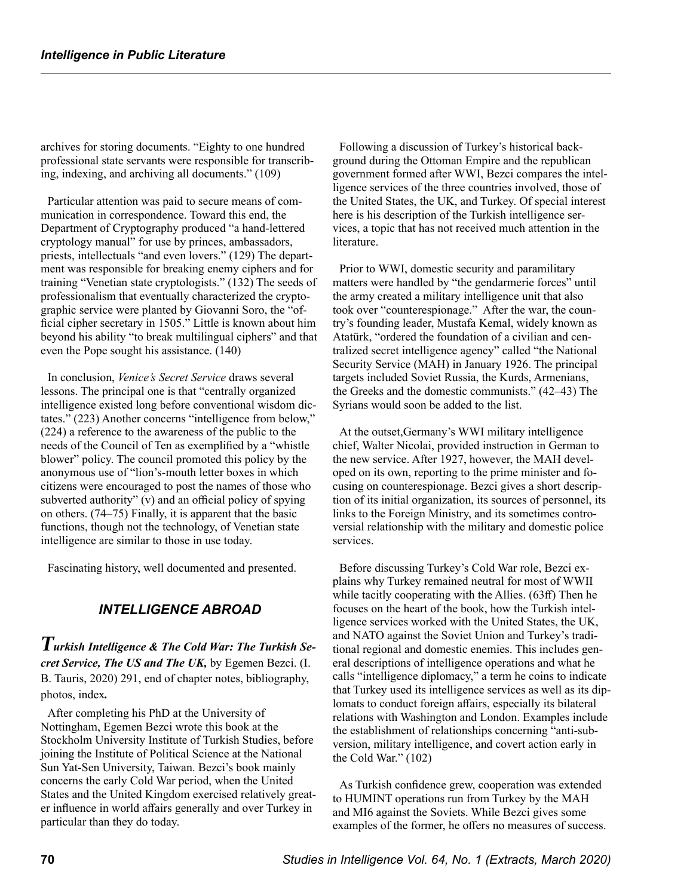archives for storing documents. "Eighty to one hundred professional state servants were responsible for transcribing, indexing, and archiving all documents." (109)

Particular attention was paid to secure means of communication in correspondence. Toward this end, the Department of Cryptography produced "a hand-lettered cryptology manual" for use by princes, ambassadors, priests, intellectuals "and even lovers." (129) The department was responsible for breaking enemy ciphers and for training "Venetian state cryptologists." (132) The seeds of professionalism that eventually characterized the cryptographic service were planted by Giovanni Soro, the "official cipher secretary in 1505." Little is known about him beyond his ability "to break multilingual ciphers" and that even the Pope sought his assistance. (140)

In conclusion, *Venice's Secret Service* draws several lessons. The principal one is that "centrally organized intelligence existed long before conventional wisdom dictates." (223) Another concerns "intelligence from below," (224) a reference to the awareness of the public to the needs of the Council of Ten as exemplified by a "whistle blower" policy. The council promoted this policy by the anonymous use of "lion's-mouth letter boxes in which citizens were encouraged to post the names of those who subverted authority" (v) and an official policy of spying on others. (74–75) Finally, it is apparent that the basic functions, though not the technology, of Venetian state intelligence are similar to those in use today.

Fascinating history, well documented and presented.

## *INTELLIGENCE ABROAD*

***Turkish Intelligence & The Cold War: The Turkish Secret Service, The US and The UK,*** by Egemen Bezci. (I. B. Tauris, 2020) 291, end of chapter notes, bibliography, photos, index**.**

After completing his PhD at the University of Nottingham, Egemen Bezci wrote this book at the Stockholm University Institute of Turkish Studies, before joining the Institute of Political Science at the National Sun Yat-Sen University, Taiwan. Bezci's book mainly concerns the early Cold War period, when the United States and the United Kingdom exercised relatively greater influence in world affairs generally and over Turkey in particular than they do today.

Following a discussion of Turkey's historical background during the Ottoman Empire and the republican government formed after WWI, Bezci compares the intelligence services of the three countries involved, those of the United States, the UK, and Turkey. Of special interest here is his description of the Turkish intelligence services, a topic that has not received much attention in the literature.

Prior to WWI, domestic security and paramilitary matters were handled by "the gendarmerie forces" until the army created a military intelligence unit that also took over "counterespionage." After the war, the country's founding leader, Mustafa Kemal, widely known as Atatürk, "ordered the foundation of a civilian and centralized secret intelligence agency" called "the National Security Service (MAH) in January 1926. The principal targets included Soviet Russia, the Kurds, Armenians, the Greeks and the domestic communists." (42–43) The Syrians would soon be added to the list.

At the outset,Germany's WWI military intelligence chief, Walter Nicolai, provided instruction in German to the new service. After 1927, however, the MAH developed on its own, reporting to the prime minister and focusing on counterespionage. Bezci gives a short description of its initial organization, its sources of personnel, its links to the Foreign Ministry, and its sometimes controversial relationship with the military and domestic police services.

Before discussing Turkey's Cold War role, Bezci explains why Turkey remained neutral for most of WWII while tacitly cooperating with the Allies. (63ff) Then he focuses on the heart of the book, how the Turkish intelligence services worked with the United States, the UK, and NATO against the Soviet Union and Turkey's traditional regional and domestic enemies. This includes general descriptions of intelligence operations and what he calls "intelligence diplomacy," a term he coins to indicate that Turkey used its intelligence services as well as its diplomats to conduct foreign affairs, especially its bilateral relations with Washington and London. Examples include the establishment of relationships concerning "anti-subversion, military intelligence, and covert action early in the Cold War." (102)

As Turkish confidence grew, cooperation was extended to HUMINT operations run from Turkey by the MAH and MI6 against the Soviets. While Bezci gives some examples of the former, he offers no measures of success.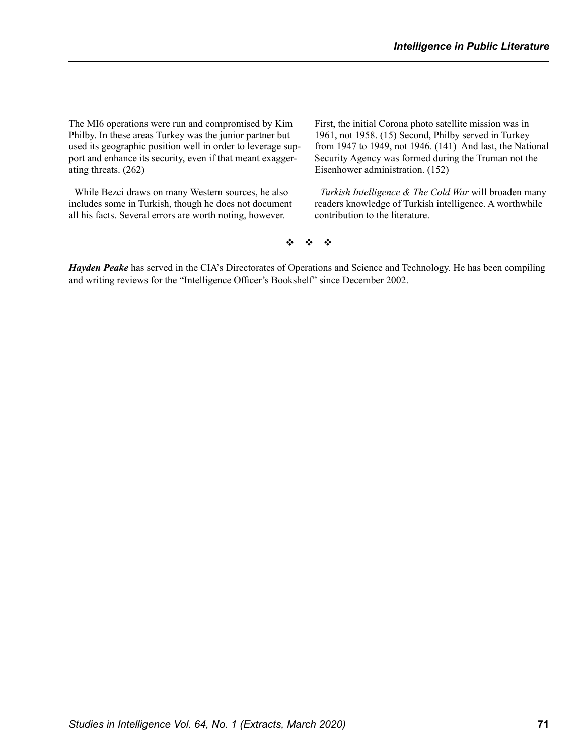The MI6 operations were run and compromised by Kim Philby. In these areas Turkey was the junior partner but used its geographic position well in order to leverage support and enhance its security, even if that meant exaggerating threats. (262)

While Bezci draws on many Western sources, he also includes some in Turkish, though he does not document all his facts. Several errors are worth noting, however. First, the initial Corona photo satellite mission was in 1961, not 1958. (15) Second, Philby served in Turkey from 1947 to 1949, not 1946. (141) And last, the National Security Agency was formed during the Truman not the Eisenhower administration. (152)

*Turkish Intelligence & The Cold War* will broaden many readers knowledge of Turkish intelligence. A worthwhile contribution to the literature.

❖ ❖ ❖

***Hayden Peake*** has served in the CIA's Directorates of Operations and Science and Technology. He has been compiling and writing reviews for the "Intelligence Officer's Bookshelf" since December 2002.